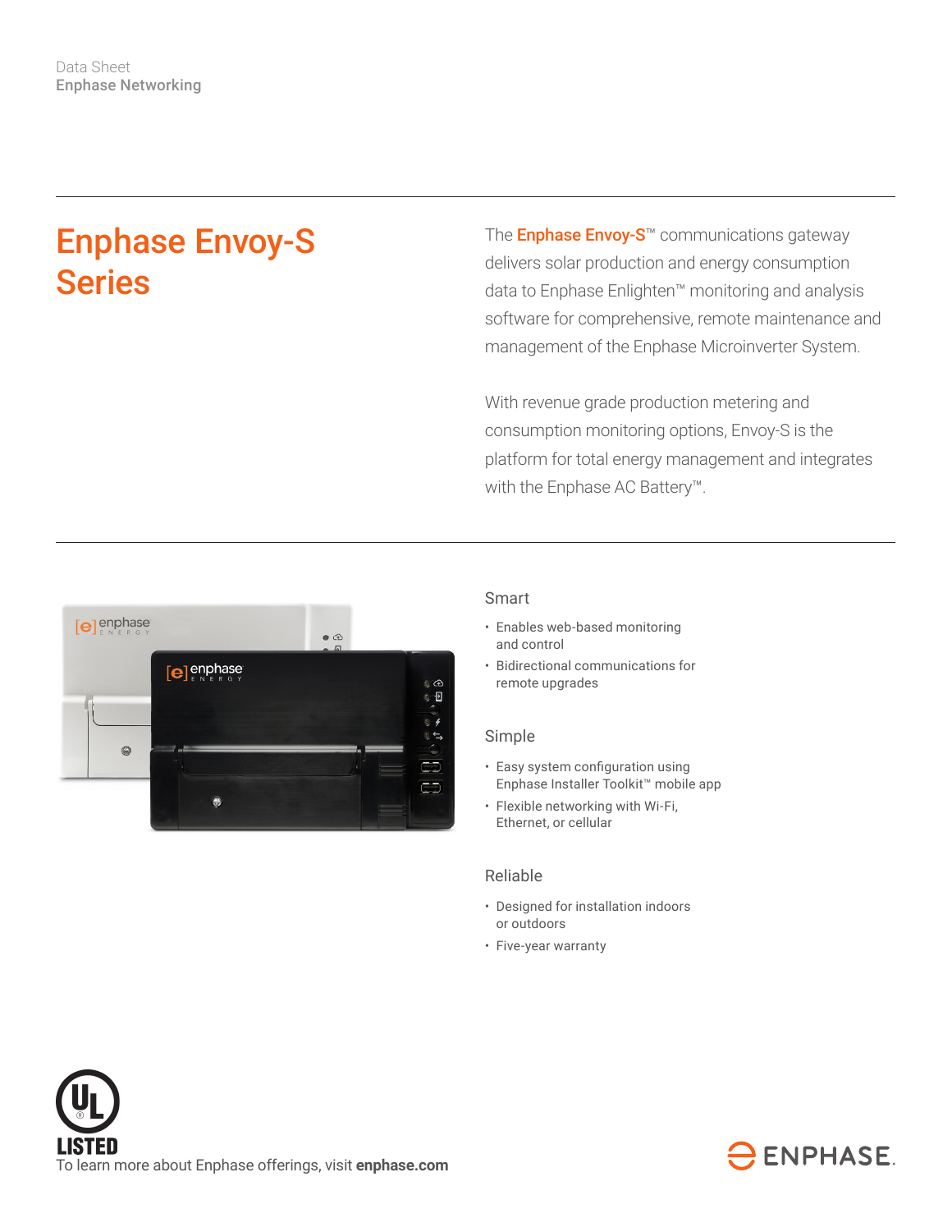Data Sheet
**Enphase Networking**

# Enphase Envoy-S Series

The **Enphase Envoy-S**™ communications gateway delivers solar production and energy consumption data to Enphase Enlighten™ monitoring and analysis software for comprehensive, remote maintenance and management of the Enphase Microinverter System.

With revenue grade production metering and consumption monitoring options, Envoy-S is the platform for total energy management and integrates with the Enphase AC Battery™.

## Smart

- Enables web-based monitoring and control
- Bidirectional communications for remote upgrades

## Simple

- Easy system configuration using Enphase Installer Toolkit™ mobile app
- Flexible networking with Wi-Fi, Ethernet, or cellular

## Reliable

- Designed for installation indoors or outdoors
- Five-year warranty

UL LISTED

To learn more about Enphase offerings, visit **enphase.com**

ENPHASE.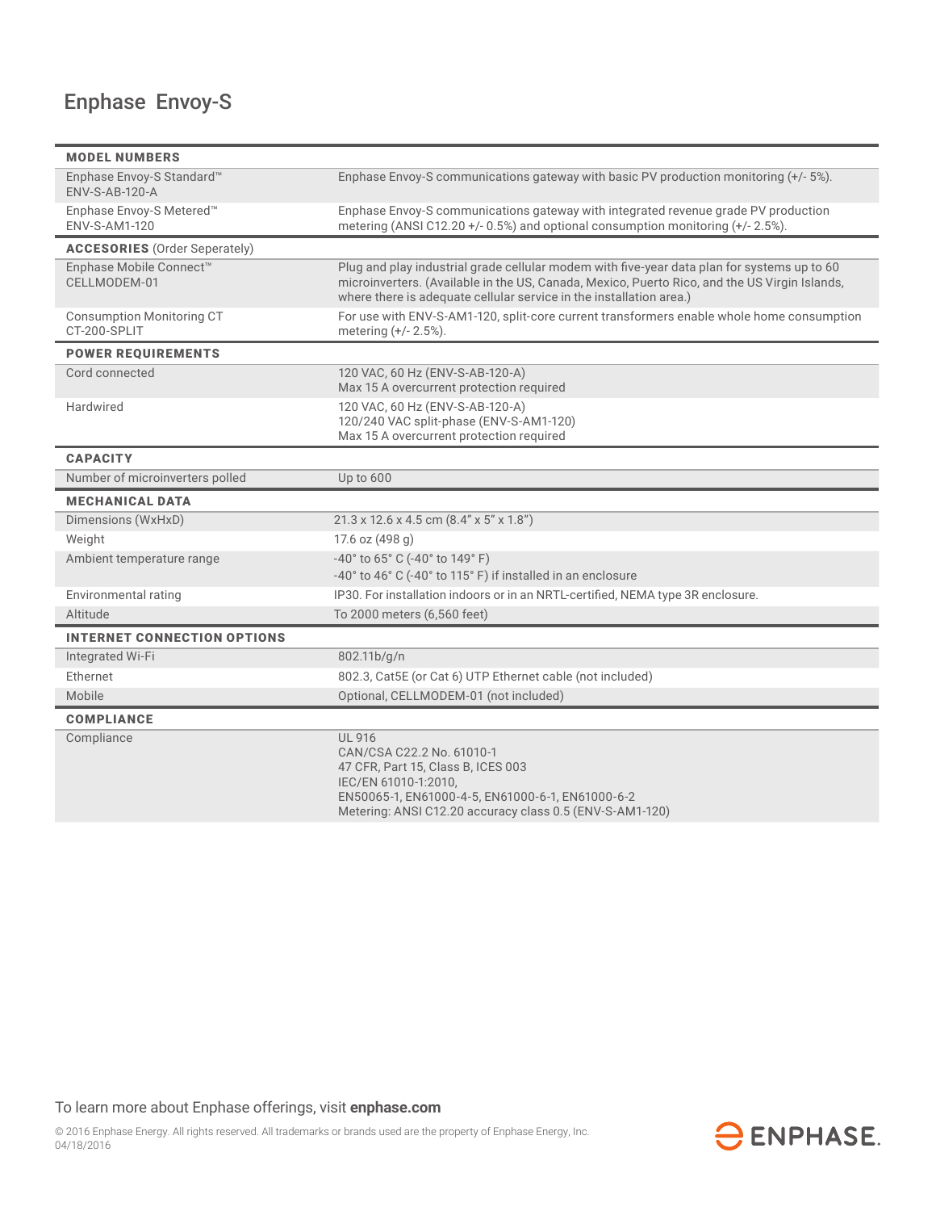# Enphase Envoy-S

| | |
|---|---|
| **MODEL NUMBERS** | |
| Enphase Envoy-S Standard™<br>ENV-S-AB-120-A | Enphase Envoy-S communications gateway with basic PV production monitoring (+/- 5%). |
| Enphase Envoy-S Metered™<br>ENV-S-AM1-120 | Enphase Envoy-S communications gateway with integrated revenue grade PV production metering (ANSI C12.20 +/- 0.5%) and optional consumption monitoring (+/- 2.5%). |
| **ACCESORIES** (Order Seperately) | |
| Enphase Mobile Connect™<br>CELLMODEM-01 | Plug and play industrial grade cellular modem with five-year data plan for systems up to 60 microinverters. (Available in the US, Canada, Mexico, Puerto Rico, and the US Virgin Islands, where there is adequate cellular service in the installation area.) |
| Consumption Monitoring CT<br>CT-200-SPLIT | For use with ENV-S-AM1-120, split-core current transformers enable whole home consumption metering (+/- 2.5%). |
| **POWER REQUIREMENTS** | |
| Cord connected | 120 VAC, 60 Hz (ENV-S-AB-120-A)<br>Max 15 A overcurrent protection required |
| Hardwired | 120 VAC, 60 Hz (ENV-S-AB-120-A)<br>120/240 VAC split-phase (ENV-S-AM1-120)<br>Max 15 A overcurrent protection required |
| **CAPACITY** | |
| Number of microinverters polled | Up to 600 |
| **MECHANICAL DATA** | |
| Dimensions (WxHxD) | 21.3 x 12.6 x 4.5 cm (8.4" x 5" x 1.8") |
| Weight | 17.6 oz (498 g) |
| Ambient temperature range | -40° to 65° C (-40° to 149° F)<br>-40° to 46° C (-40° to 115° F) if installed in an enclosure |
| Environmental rating | IP30. For installation indoors or in an NRTL-certified, NEMA type 3R enclosure. |
| Altitude | To 2000 meters (6,560 feet) |
| **INTERNET CONNECTION OPTIONS** | |
| Integrated Wi-Fi | 802.11b/g/n |
| Ethernet | 802.3, Cat5E (or Cat 6) UTP Ethernet cable (not included) |
| Mobile | Optional, CELLMODEM-01 (not included) |
| **COMPLIANCE** | |
| Compliance | UL 916<br>CAN/CSA C22.2 No. 61010-1<br>47 CFR, Part 15, Class B, ICES 003<br>IEC/EN 61010-1:2010,<br>EN50065-1, EN61000-4-5, EN61000-6-1, EN61000-6-2<br>Metering: ANSI C12.20 accuracy class 0.5 (ENV-S-AM1-120) |

To learn more about Enphase offerings, visit **enphase.com**

© 2016 Enphase Energy. All rights reserved. All trademarks or brands used are the property of Enphase Energy, Inc.
04/18/2016

ENPHASE.